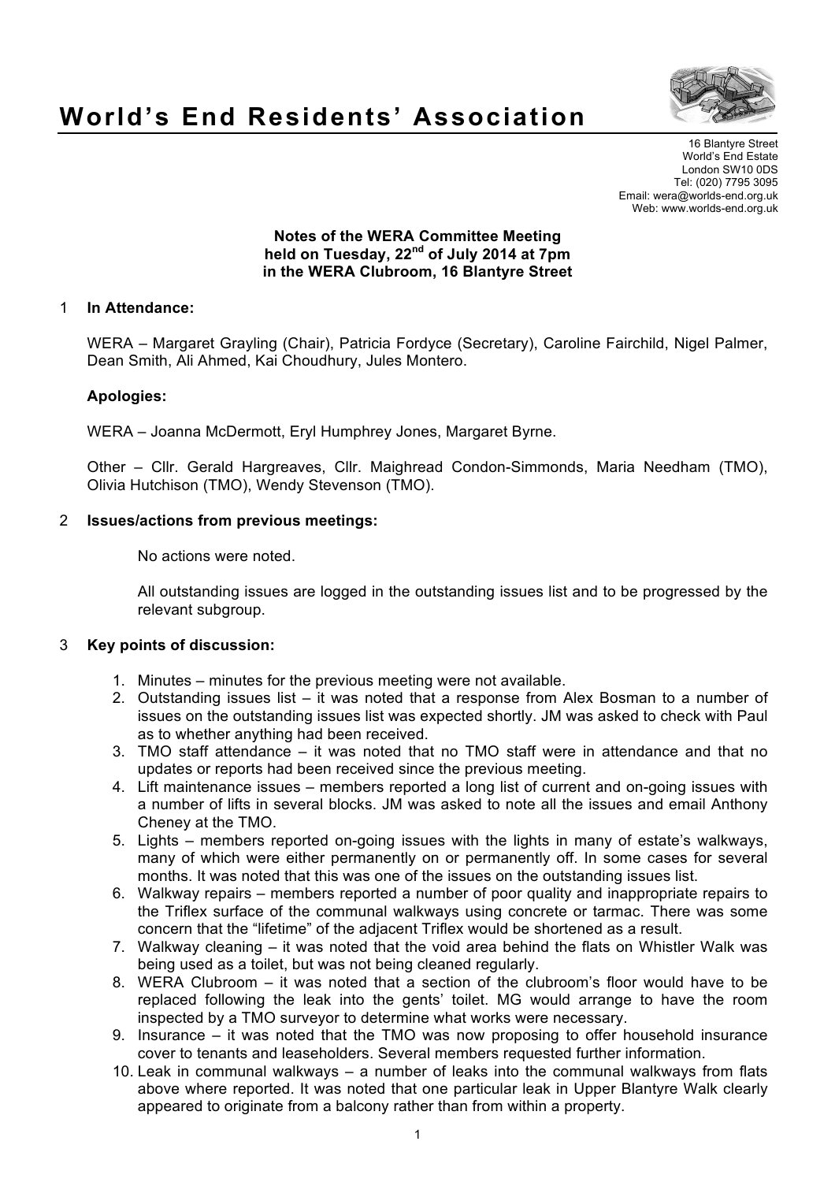# World's End Residents' Association

16 Blantyre Street
World's End Estate
London SW10 0DS
Tel: (020) 7795 3095
Email: wera@worlds-end.org.uk
Web: www.worlds-end.org.uk

**Notes of the WERA Committee Meeting held on Tuesday, 22nd of July 2014 at 7pm in the WERA Clubroom, 16 Blantyre Street**

## 1 In Attendance:

WERA – Margaret Grayling (Chair), Patricia Fordyce (Secretary), Caroline Fairchild, Nigel Palmer, Dean Smith, Ali Ahmed, Kai Choudhury, Jules Montero.

**Apologies:**

WERA – Joanna McDermott, Eryl Humphrey Jones, Margaret Byrne.

Other – Cllr. Gerald Hargreaves, Cllr. Maighread Condon-Simmonds, Maria Needham (TMO), Olivia Hutchison (TMO), Wendy Stevenson (TMO).

## 2 Issues/actions from previous meetings:

No actions were noted.

All outstanding issues are logged in the outstanding issues list and to be progressed by the relevant subgroup.

## 3 Key points of discussion:

1. Minutes – minutes for the previous meeting were not available.
2. Outstanding issues list – it was noted that a response from Alex Bosman to a number of issues on the outstanding issues list was expected shortly. JM was asked to check with Paul as to whether anything had been received.
3. TMO staff attendance – it was noted that no TMO staff were in attendance and that no updates or reports had been received since the previous meeting.
4. Lift maintenance issues – members reported a long list of current and on-going issues with a number of lifts in several blocks. JM was asked to note all the issues and email Anthony Cheney at the TMO.
5. Lights – members reported on-going issues with the lights in many of estate's walkways, many of which were either permanently on or permanently off. In some cases for several months. It was noted that this was one of the issues on the outstanding issues list.
6. Walkway repairs – members reported a number of poor quality and inappropriate repairs to the Triflex surface of the communal walkways using concrete or tarmac. There was some concern that the "lifetime" of the adjacent Triflex would be shortened as a result.
7. Walkway cleaning – it was noted that the void area behind the flats on Whistler Walk was being used as a toilet, but was not being cleaned regularly.
8. WERA Clubroom – it was noted that a section of the clubroom's floor would have to be replaced following the leak into the gents' toilet. MG would arrange to have the room inspected by a TMO surveyor to determine what works were necessary.
9. Insurance – it was noted that the TMO was now proposing to offer household insurance cover to tenants and leaseholders. Several members requested further information.
10. Leak in communal walkways – a number of leaks into the communal walkways from flats above where reported. It was noted that one particular leak in Upper Blantyre Walk clearly appeared to originate from a balcony rather than from within a property.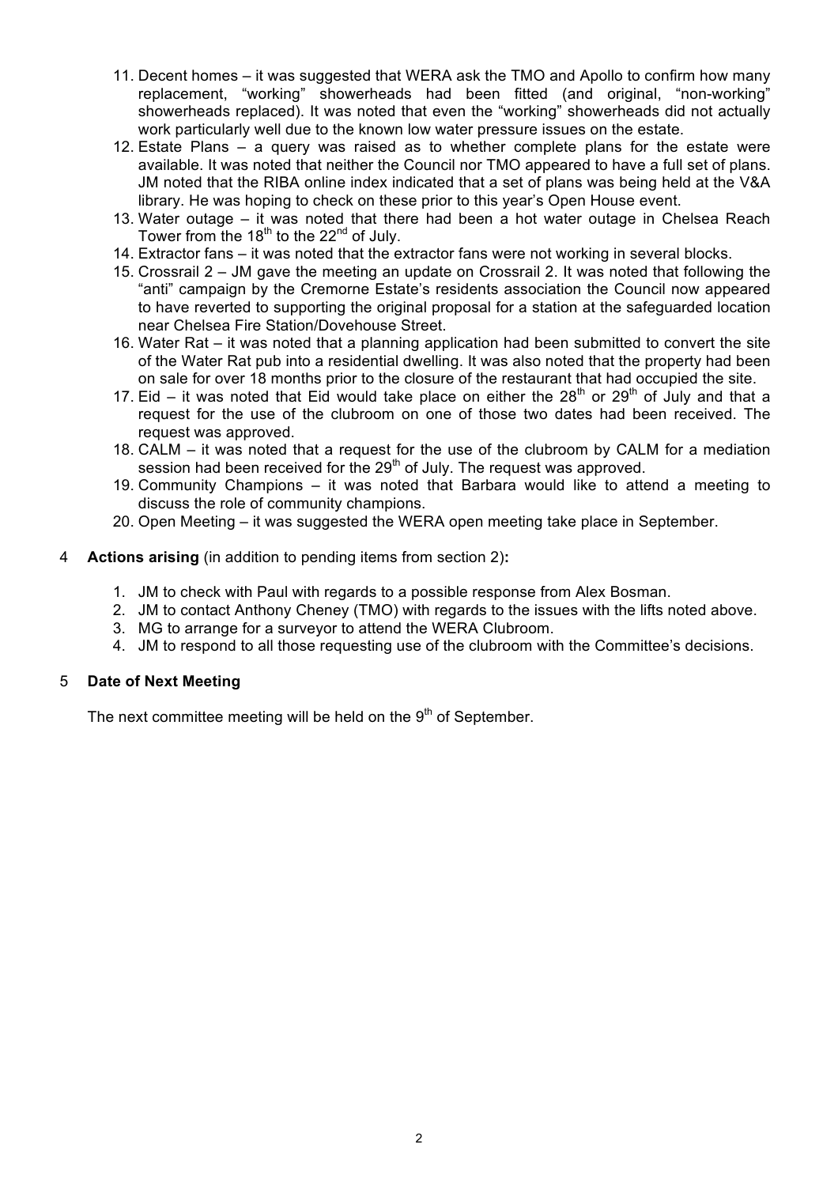11. Decent homes – it was suggested that WERA ask the TMO and Apollo to confirm how many replacement, "working" showerheads had been fitted (and original, "non-working" showerheads replaced). It was noted that even the "working" showerheads did not actually work particularly well due to the known low water pressure issues on the estate.
12. Estate Plans – a query was raised as to whether complete plans for the estate were available. It was noted that neither the Council nor TMO appeared to have a full set of plans. JM noted that the RIBA online index indicated that a set of plans was being held at the V&A library. He was hoping to check on these prior to this year's Open House event.
13. Water outage – it was noted that there had been a hot water outage in Chelsea Reach Tower from the 18th to the 22nd of July.
14. Extractor fans – it was noted that the extractor fans were not working in several blocks.
15. Crossrail 2 – JM gave the meeting an update on Crossrail 2. It was noted that following the "anti" campaign by the Cremorne Estate's residents association the Council now appeared to have reverted to supporting the original proposal for a station at the safeguarded location near Chelsea Fire Station/Dovehouse Street.
16. Water Rat – it was noted that a planning application had been submitted to convert the site of the Water Rat pub into a residential dwelling. It was also noted that the property had been on sale for over 18 months prior to the closure of the restaurant that had occupied the site.
17. Eid – it was noted that Eid would take place on either the 28th or 29th of July and that a request for the use of the clubroom on one of those two dates had been received. The request was approved.
18. CALM – it was noted that a request for the use of the clubroom by CALM for a mediation session had been received for the 29th of July. The request was approved.
19. Community Champions – it was noted that Barbara would like to attend a meeting to discuss the role of community champions.
20. Open Meeting – it was suggested the WERA open meeting take place in September.

## 4 **Actions arising** (in addition to pending items from section 2)**:**

1. JM to check with Paul with regards to a possible response from Alex Bosman.
2. JM to contact Anthony Cheney (TMO) with regards to the issues with the lifts noted above.
3. MG to arrange for a surveyor to attend the WERA Clubroom.
4. JM to respond to all those requesting use of the clubroom with the Committee's decisions.

## 5 **Date of Next Meeting**

The next committee meeting will be held on the 9th of September.